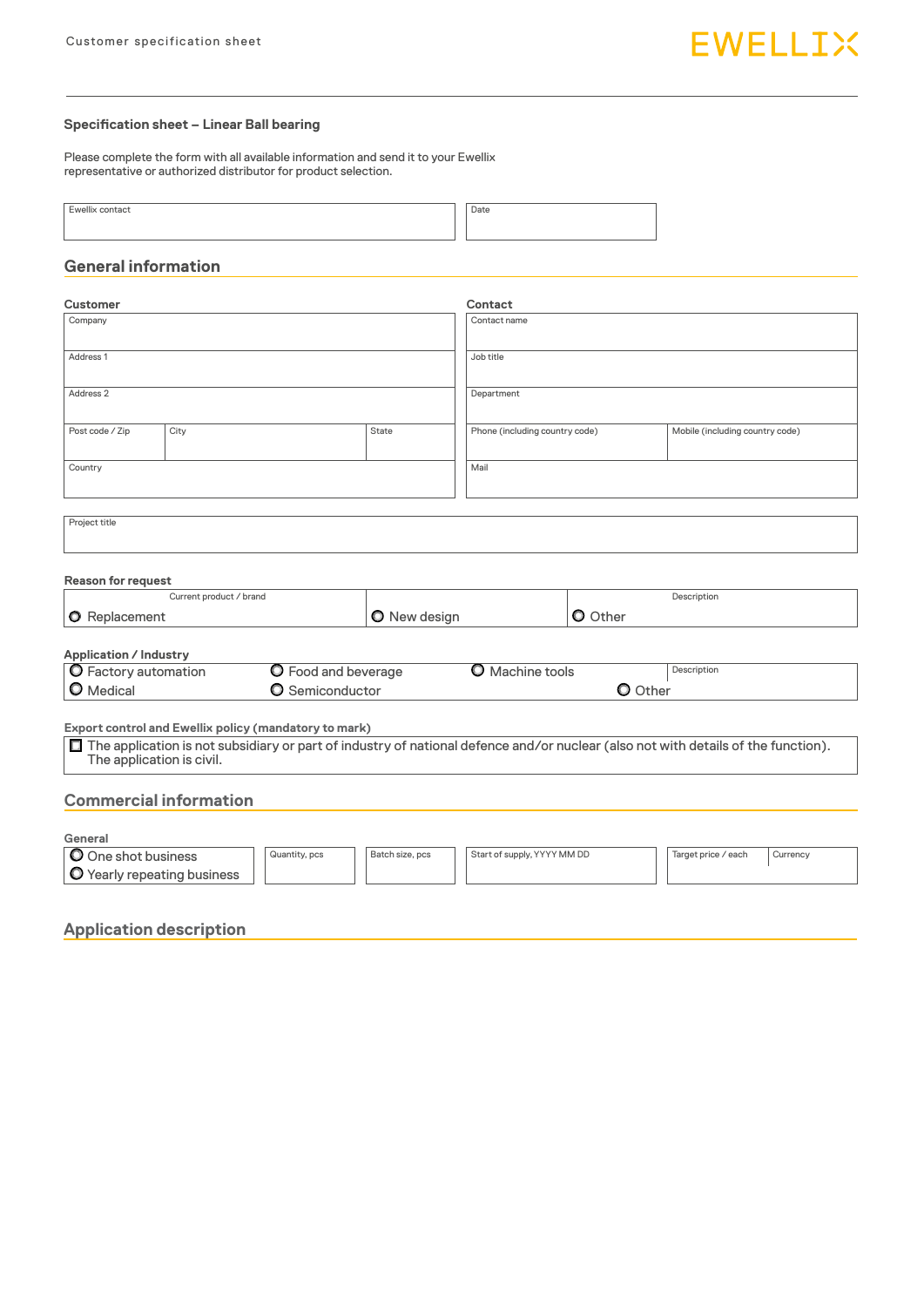Customer specification sheet

EWELLIX

## Specification sheet – Linear Ball bearing

Please complete the form with all available information and send it to your Ewellix representative or authorized distributor for product selection.

| Ewellix contact | Date |
|---|---|
| | |

## General information

**Customer**

| Company | | |
|---|---|---|
| Address 1 | | |
| Address 2 | | |
| Post code / Zip | City | State |
| Country | | |

**Contact**

| Contact name | |
|---|---|
| Job title | |
| Department | |
| Phone (including country code) | Mobile (including country code) |
| Mail | |

| Project title |
|---|
| |

**Reason for request**

| Current product / brand | | Description |
|---|---|---|
| ○ Replacement | ○ New design | ○ Other |

**Application / Industry**

| | | | Description |
|---|---|---|---|
| ○ Factory automation | ○ Food and beverage | ○ Machine tools | |
| ○ Medical | ○ Semiconductor | | ○ Other |

**Export control and Ewellix policy (mandatory to mark)**

☐ The application is not subsidiary or part of industry of national defence and/or nuclear (also not with details of the function). The application is civil.

## Commercial information

**General**

| | Quantity, pcs | Batch size, pcs | Start of supply, YYYY MM DD | Target price / each | Currency |
|---|---|---|---|---|---|
| ○ One shot business<br>○ Yearly repeating business | | | | | |

## Application description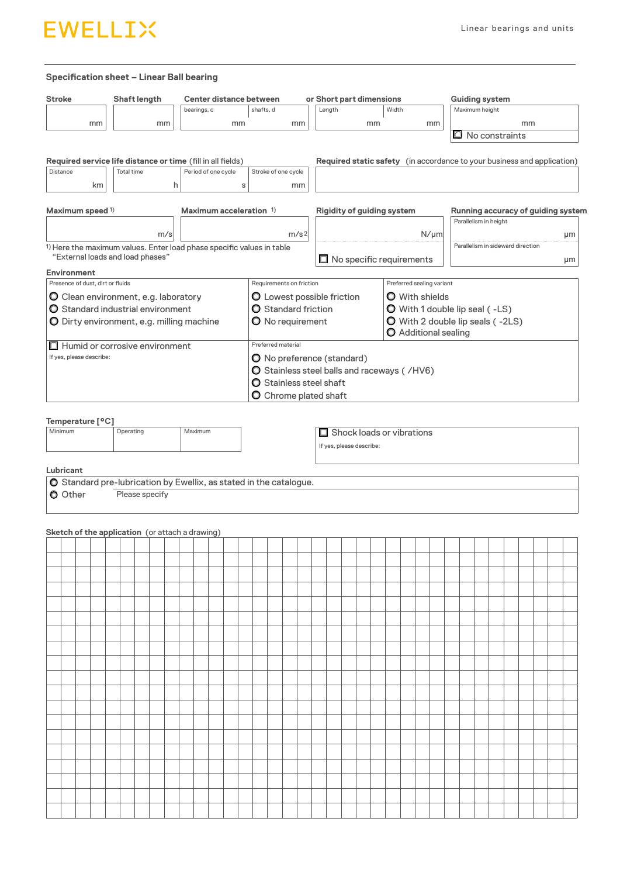## Specification sheet – Linear Ball bearing

| Stroke | Shaft length | Center distance between | | or Short part dimensions | | Guiding system |
|---|---|---|---|---|---|---|
| | | bearings, c | shafts, d | Length | Width | Maximum height |
| mm | mm | mm | mm | mm | mm | mm |
| | | | | | | ☐ No constraints |

**Required service life distance or time** (fill in all fields)

| Distance | Total time | Period of one cycle | Stroke of one cycle |
|---|---|---|---|
| km | h | s | mm |

**Required static safety** (in accordance to your business and application)

| Maximum speed [1)] | Maximum acceleration [1)] |
|---|---|
| m/s | m/s2 |

[1)] Here the maximum values. Enter load phase specific values in table "External loads and load phases"

**Rigidity of guiding system**

N/µm

☐ No specific requirements

**Running accuracy of guiding system**

| Parallelism in height | Parallelism in sideward direction |
|---|---|
| µm | µm |

**Environment**

Presence of dust, dirt or fluids
- ○ Clean environment, e.g. laboratory
- ○ Standard industrial environment
- ○ Dirty environment, e.g. milling machine

Requirements on friction
- ○ Lowest possible friction
- ○ Standard friction
- ○ No requirement

Preferred sealing variant
- ○ With shields
- ○ With 1 double lip seal ( -LS)
- ○ With 2 double lip seals ( -2LS)
- ○ Additional sealing

☐ Humid or corrosive environment

If yes, please describe:

Preferred material
- ○ No preference (standard)
- ○ Stainless steel balls and raceways ( /HV6)
- ○ Stainless steel shaft
- ○ Chrome plated shaft

**Temperature [°C]**

| Minimum | Operating | Maximum |
|---|---|---|
| | | |

☐ Shock loads or vibrations

If yes, please describe:

**Lubricant**

- ○ Standard pre-lubrication by Ewellix, as stated in the catalogue.
- ○ Other Please specify

**Sketch of the application** (or attach a drawing)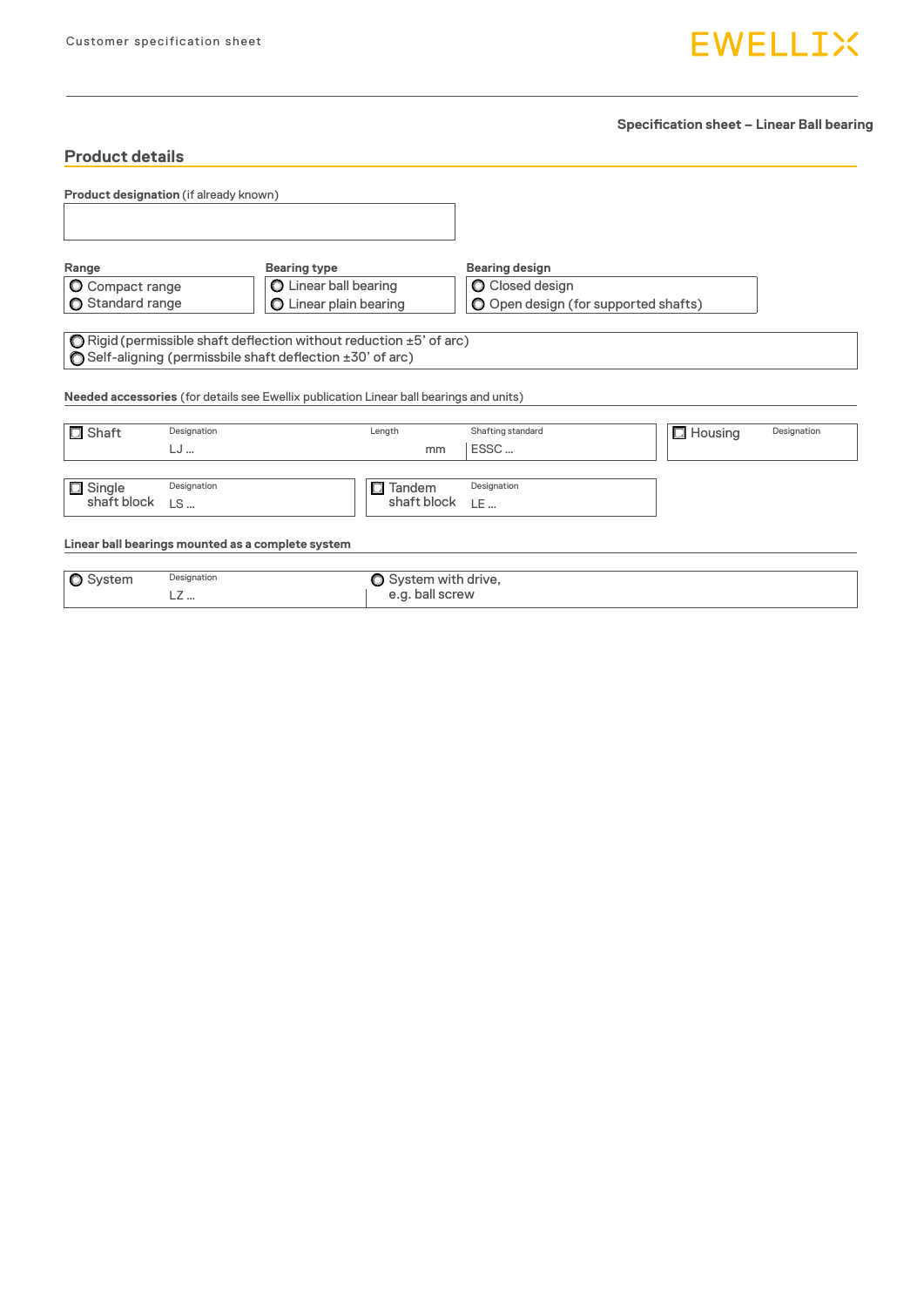## Specification sheet – Linear Ball bearing

## Product details

**Product designation** (if already known)

| |
|---|
| |

| Range | Bearing type | Bearing design |
|---|---|---|
| ○ Compact range | ○ Linear ball bearing | ○ Closed design |
| ○ Standard range | ○ Linear plain bearing | ○ Open design (for supported shafts) |

○ Rigid (permissible shaft deflection without reduction ±5' of arc)
○ Self-aligning (permissbile shaft deflection ±30' of arc)

**Needed accessories** (for details see Ewellix publication Linear ball bearings and units)

| | Designation | Length | Shafting standard |
|---|---|---|---|
| ☐ Shaft | LJ ... | mm | ESSC ... |

| | Designation |
|---|---|
| ☐ Housing | |

| | Designation |
|---|---|
| ☐ Single shaft block | LS ... |
| ☐ Tandem shaft block | LE ... |

**Linear ball bearings mounted as a complete system**

| | Designation | |
|---|---|---|
| ○ System | LZ ... | ○ System with drive, e.g. ball screw |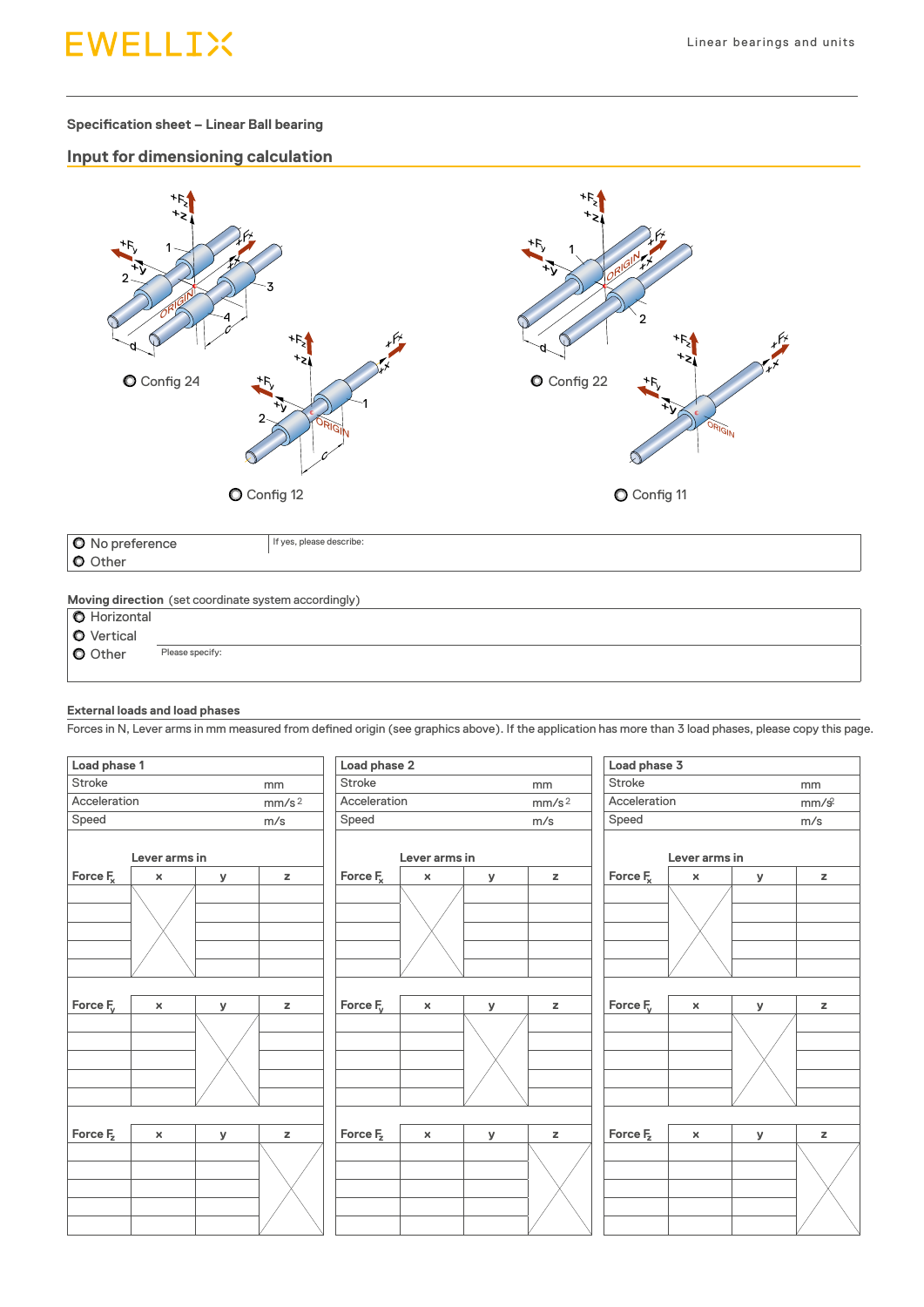Specification sheet – Linear Ball bearing

## Input for dimensioning calculation

Config 24

Config 22

Config 12

Config 11

- No preference
- Other

If yes, please describe:

**Moving direction** (set coordinate system accordingly)

- Horizontal
- Vertical
- Other

Please specify:

**External loads and load phases**

Forces in N, Lever arms in mm measured from defined origin (see graphics above). If the application has more than 3 load phases, please copy this page.

| Load phase 1 | | | |
|---|---|---|---|
| Stroke | | | mm |
| Acceleration | | | mm/s² |
| Speed | | | m/s |
| | Lever arms in | | |
| Force $F_x$ | x | y | z |
| | | | |
| | | | |
| | | | |
| | | | |
| | | | |
| Force $F_y$ | x | y | z |
| | | | |
| | | | |
| | | | |
| | | | |
| | | | |
| Force $F_z$ | x | y | z |
| | | | |
| | | | |
| | | | |
| | | | |
| | | | |

| Load phase 2 | | | |
|---|---|---|---|
| Stroke | | | mm |
| Acceleration | | | mm/s² |
| Speed | | | m/s |
| | Lever arms in | | |
| Force $F_x$ | x | y | z |
| | | | |
| | | | |
| | | | |
| | | | |
| | | | |
| Force $F_y$ | x | y | z |
| | | | |
| | | | |
| | | | |
| | | | |
| | | | |
| Force $F_z$ | x | y | z |
| | | | |
| | | | |
| | | | |
| | | | |
| | | | |

| Load phase 3 | | | |
|---|---|---|---|
| Stroke | | | mm |
| Acceleration | | | mm/s² |
| Speed | | | m/s |
| | Lever arms in | | |
| Force $F_x$ | x | y | z |
| | | | |
| | | | |
| | | | |
| | | | |
| | | | |
| Force $F_y$ | x | y | z |
| | | | |
| | | | |
| | | | |
| | | | |
| | | | |
| Force $F_z$ | x | y | z |
| | | | |
| | | | |
| | | | |
| | | | |
| | | | |